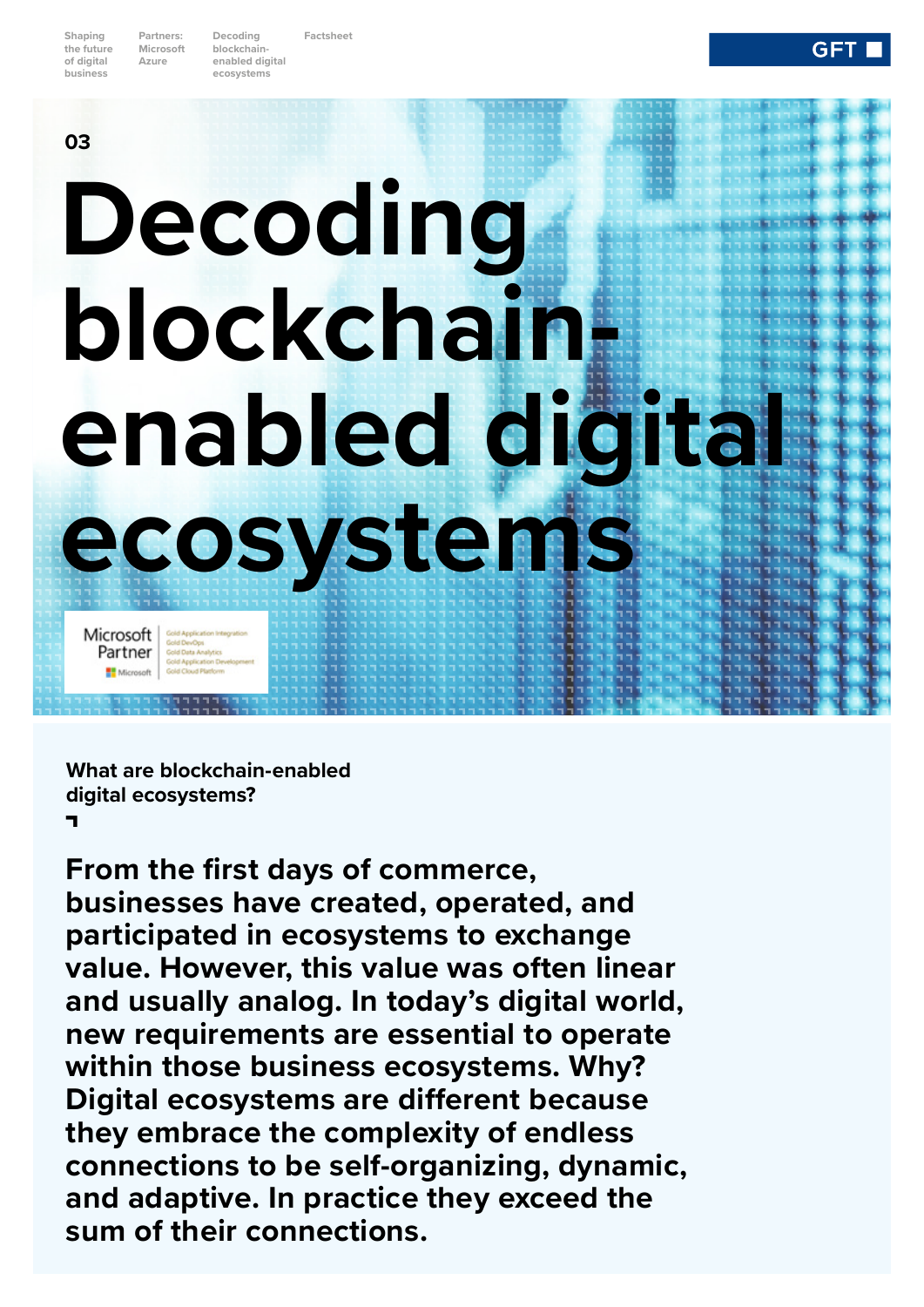03

# Decoding blockchain-enabled digital ecosystems

Microsoft Partner

Gold Application Integration
Gold DevOps
Gold Data Analytics
Gold Application Development
Gold Cloud Platform

## What are blockchain-enabled digital ecosystems?

**From the first days of commerce, businesses have created, operated, and participated in ecosystems to exchange value. However, this value was often linear and usually analog. In today's digital world, new requirements are essential to operate within those business ecosystems. Why? Digital ecosystems are different because they embrace the complexity of endless connections to be self-organizing, dynamic, and adaptive. In practice they exceed the sum of their connections.**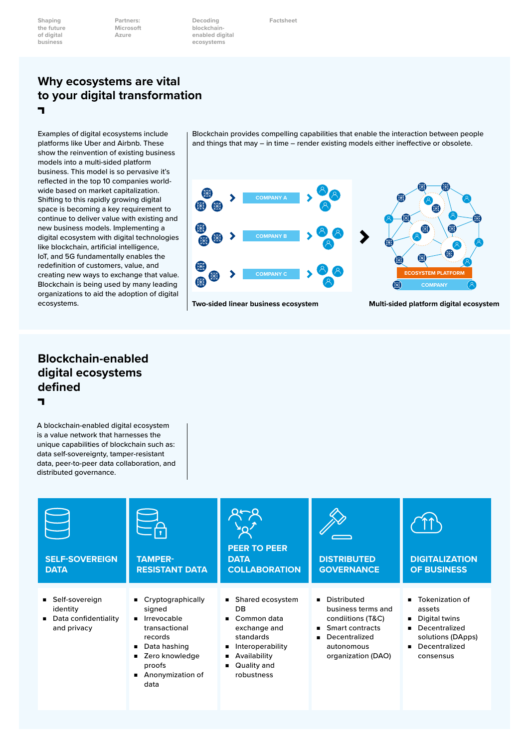## Why ecosystems are vital to your digital transformation

Examples of digital ecosystems include platforms like Uber and Airbnb. These show the reinvention of existing business models into a multi-sided platform business. This model is so pervasive it's reflected in the top 10 companies world-wide based on market capitalization. Shifting to this rapidly growing digital space is becoming a key requirement to continue to deliver value with existing and new business models. Implementing a digital ecosystem with digital technologies like blockchain, artificial intelligence, IoT, and 5G fundamentally enables the redefinition of customers, value, and creating new ways to exchange that value. Blockchain is being used by many leading organizations to aid the adoption of digital ecosystems.

Blockchain provides compelling capabilities that enable the interaction between people and things that may – in time – render existing models either ineffective or obsolete.

COMPANY A

COMPANY B

COMPANY C

Two-sided linear business ecosystem

ECOSYSTEM PLATFORM

COMPANY

Multi-sided platform digital ecosystem

## Blockchain-enabled digital ecosystems defined

A blockchain-enabled digital ecosystem is a value network that harnesses the unique capabilities of blockchain such as: data self-sovereignty, tamper-resistant data, peer-to-peer data collaboration, and distributed governance.

### SELF-SOVEREIGN DATA

- Self-sovereign identity
- Data confidentiality and privacy

### TAMPER-RESISTANT DATA

- Cryptographically signed
- Irrevocable transactional records
- Data hashing
- Zero knowledge proofs
- Anonymization of data

### PEER TO PEER DATA COLLABORATION

- Shared ecosystem DB
- Common data exchange and standards
- Interoperability
- Availability
- Quality and robustness

### DISTRIBUTED GOVERNANCE

- Distributed business terms and condiitions (T&C)
- Smart contracts
- Decentralized autonomous organization (DAO)

### DIGITALIZATION OF BUSINESS

- Tokenization of assets
- Digital twins
- Decentralized solutions (DApps)
- Decentralized consensus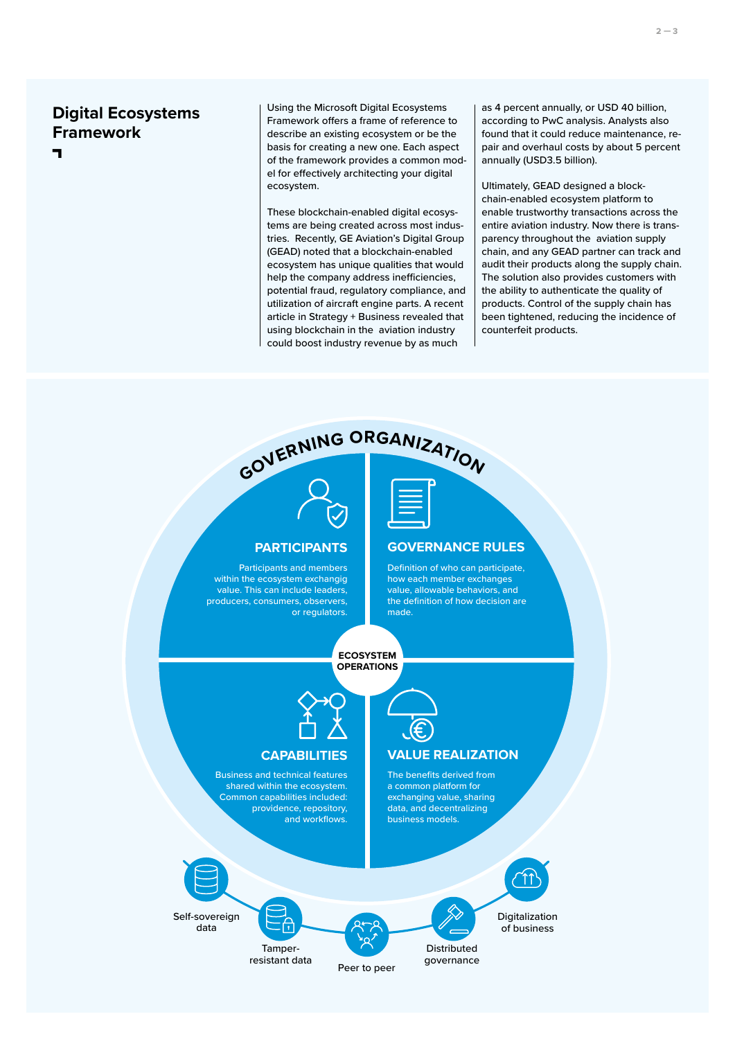## Digital Ecosystems Framework

Using the Microsoft Digital Ecosystems Framework offers a frame of reference to describe an existing ecosystem or be the basis for creating a new one. Each aspect of the framework provides a common model for effectively architecting your digital ecosystem.

These blockchain-enabled digital ecosystems are being created across most industries. Recently, GE Aviation's Digital Group (GEAD) noted that a blockchain-enabled ecosystem has unique qualities that would help the company address inefficiencies, potential fraud, regulatory compliance, and utilization of aircraft engine parts. A recent article in Strategy + Business revealed that using blockchain in the aviation industry could boost industry revenue by as much as 4 percent annually, or USD 40 billion, according to PwC analysis. Analysts also found that it could reduce maintenance, repair and overhaul costs by about 5 percent annually (USD3.5 billion).

Ultimately, GEAD designed a blockchain-enabled ecosystem platform to enable trustworthy transactions across the entire aviation industry. Now there is transparency throughout the aviation supply chain, and any GEAD partner can track and audit their products along the supply chain. The solution also provides customers with the ability to authenticate the quality of products. Control of the supply chain has been tightened, reducing the incidence of counterfeit products.

### GOVERNING ORGANIZATION

**PARTICIPANTS**

Participants and members within the ecosystem exchangig value. This can include leaders, producers, consumers, observers, or regulators.

**GOVERNANCE RULES**

Definition of who can participate, how each member exchanges value, allowable behaviors, and the definition of how decision are made.

**ECOSYSTEM OPERATIONS**

**CAPABILITIES**

Business and technical features shared within the ecosystem. Common capabilities included: providence, repository, and workflows.

**VALUE REALIZATION**

The benefits derived from a common platform for exchanging value, sharing data, and decentralizing business models.

- Self-sovereign data
- Tamper-resistant data
- Peer to peer
- Distributed governance
- Digitalization of business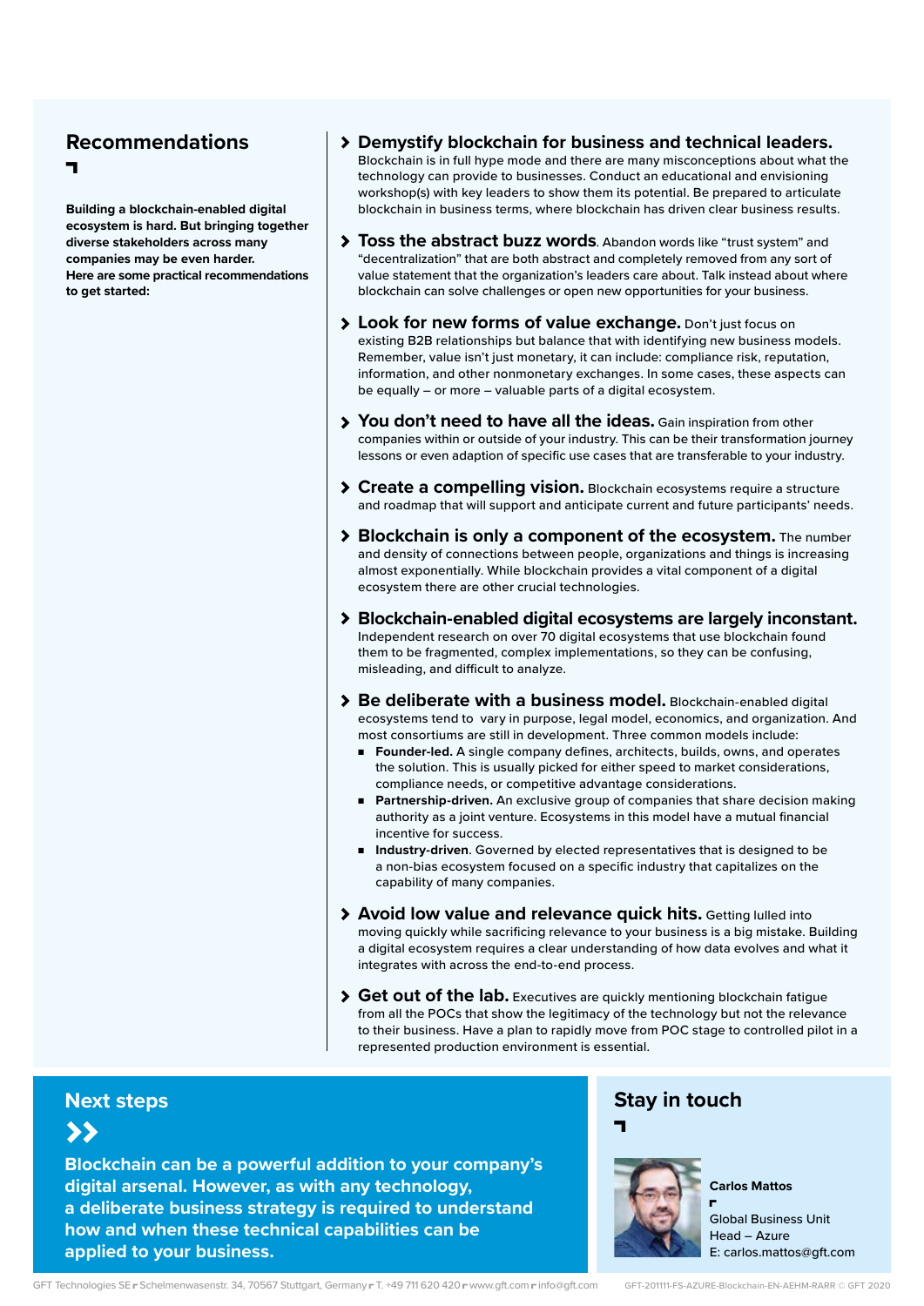## Recommendations

**Building a blockchain-enabled digital ecosystem is hard. But bringing together diverse stakeholders across many companies may be even harder. Here are some practical recommendations to get started:**

- **Demystify blockchain for business and technical leaders.** Blockchain is in full hype mode and there are many misconceptions about what the technology can provide to businesses. Conduct an educational and envisioning workshop(s) with key leaders to show them its potential. Be prepared to articulate blockchain in business terms, where blockchain has driven clear business results.
- **Toss the abstract buzz words**. Abandon words like "trust system" and "decentralization" that are both abstract and completely removed from any sort of value statement that the organization's leaders care about. Talk instead about where blockchain can solve challenges or open new opportunities for your business.
- **Look for new forms of value exchange.** Don't just focus on existing B2B relationships but balance that with identifying new business models. Remember, value isn't just monetary, it can include: compliance risk, reputation, information, and other nonmonetary exchanges. In some cases, these aspects can be equally – or more – valuable parts of a digital ecosystem.
- **You don't need to have all the ideas.** Gain inspiration from other companies within or outside of your industry. This can be their transformation journey lessons or even adaption of specific use cases that are transferable to your industry.
- **Create a compelling vision.** Blockchain ecosystems require a structure and roadmap that will support and anticipate current and future participants' needs.
- **Blockchain is only a component of the ecosystem.** The number and density of connections between people, organizations and things is increasing almost exponentially. While blockchain provides a vital component of a digital ecosystem there are other crucial technologies.
- **Blockchain-enabled digital ecosystems are largely inconstant.** Independent research on over 70 digital ecosystems that use blockchain found them to be fragmented, complex implementations, so they can be confusing, misleading, and difficult to analyze.
- **Be deliberate with a business model.** Blockchain-enabled digital ecosystems tend to vary in purpose, legal model, economics, and organization. And most consortiums are still in development. Three common models include:
  - **Founder-led.** A single company defines, architects, builds, owns, and operates the solution. This is usually picked for either speed to market considerations, compliance needs, or competitive advantage considerations.
  - **Partnership-driven.** An exclusive group of companies that share decision making authority as a joint venture. Ecosystems in this model have a mutual financial incentive for success.
  - **Industry-driven**. Governed by elected representatives that is designed to be a non-bias ecosystem focused on a specific industry that capitalizes on the capability of many companies.
- **Avoid low value and relevance quick hits.** Getting lulled into moving quickly while sacrificing relevance to your business is a big mistake. Building a digital ecosystem requires a clear understanding of how data evolves and what it integrates with across the end-to-end process.
- **Get out of the lab.** Executives are quickly mentioning blockchain fatigue from all the POCs that show the legitimacy of the technology but not the relevance to their business. Have a plan to rapidly move from POC stage to controlled pilot in a represented production environment is essential.

## Next steps

**Blockchain can be a powerful addition to your company's digital arsenal. However, as with any technology, a deliberate business strategy is required to understand how and when these technical capabilities can be applied to your business.**

## Stay in touch

**Carlos Mattos**
Global Business Unit Head – Azure
E: carlos.mattos@gft.com

GFT Technologies SE Schelmenwasenstr. 34, 70567 Stuttgart, Germany T. +49 711 620 420 www.gft.com info@gft.com

GFT-201111-FS-AZURE-Blockchain-EN-AEHM-RARR © GFT 2020